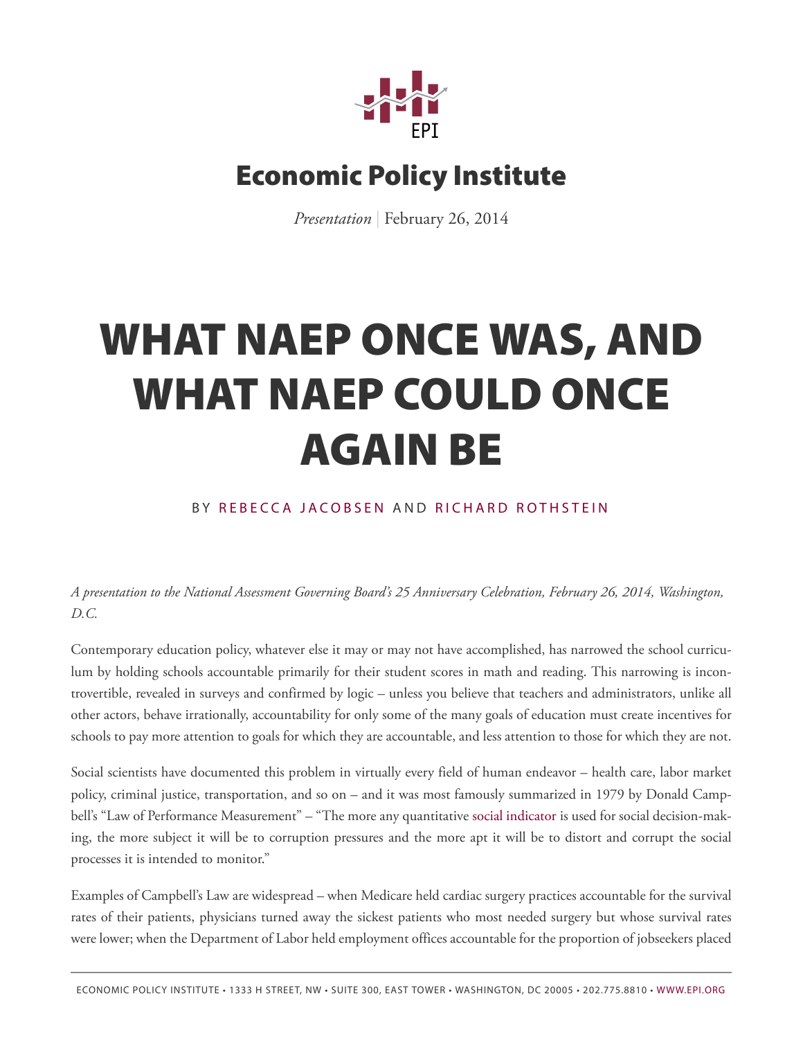# Economic Policy Institute

*Presentation* | February 26, 2014

# WHAT NAEP ONCE WAS, AND WHAT NAEP COULD ONCE AGAIN BE

BY REBECCA JACOBSEN AND RICHARD ROTHSTEIN

*A presentation to the National Assessment Governing Board's 25 Anniversary Celebration, February 26, 2014, Washington, D.C.*

Contemporary education policy, whatever else it may or may not have accomplished, has narrowed the school curriculum by holding schools accountable primarily for their student scores in math and reading. This narrowing is incontrovertible, revealed in surveys and confirmed by logic – unless you believe that teachers and administrators, unlike all other actors, behave irrationally, accountability for only some of the many goals of education must create incentives for schools to pay more attention to goals for which they are accountable, and less attention to those for which they are not.

Social scientists have documented this problem in virtually every field of human endeavor – health care, labor market policy, criminal justice, transportation, and so on – and it was most famously summarized in 1979 by Donald Campbell's "Law of Performance Measurement" – "The more any quantitative social indicator is used for social decision-making, the more subject it will be to corruption pressures and the more apt it will be to distort and corrupt the social processes it is intended to monitor."

Examples of Campbell's Law are widespread – when Medicare held cardiac surgery practices accountable for the survival rates of their patients, physicians turned away the sickest patients who most needed surgery but whose survival rates were lower; when the Department of Labor held employment offices accountable for the proportion of jobseekers placed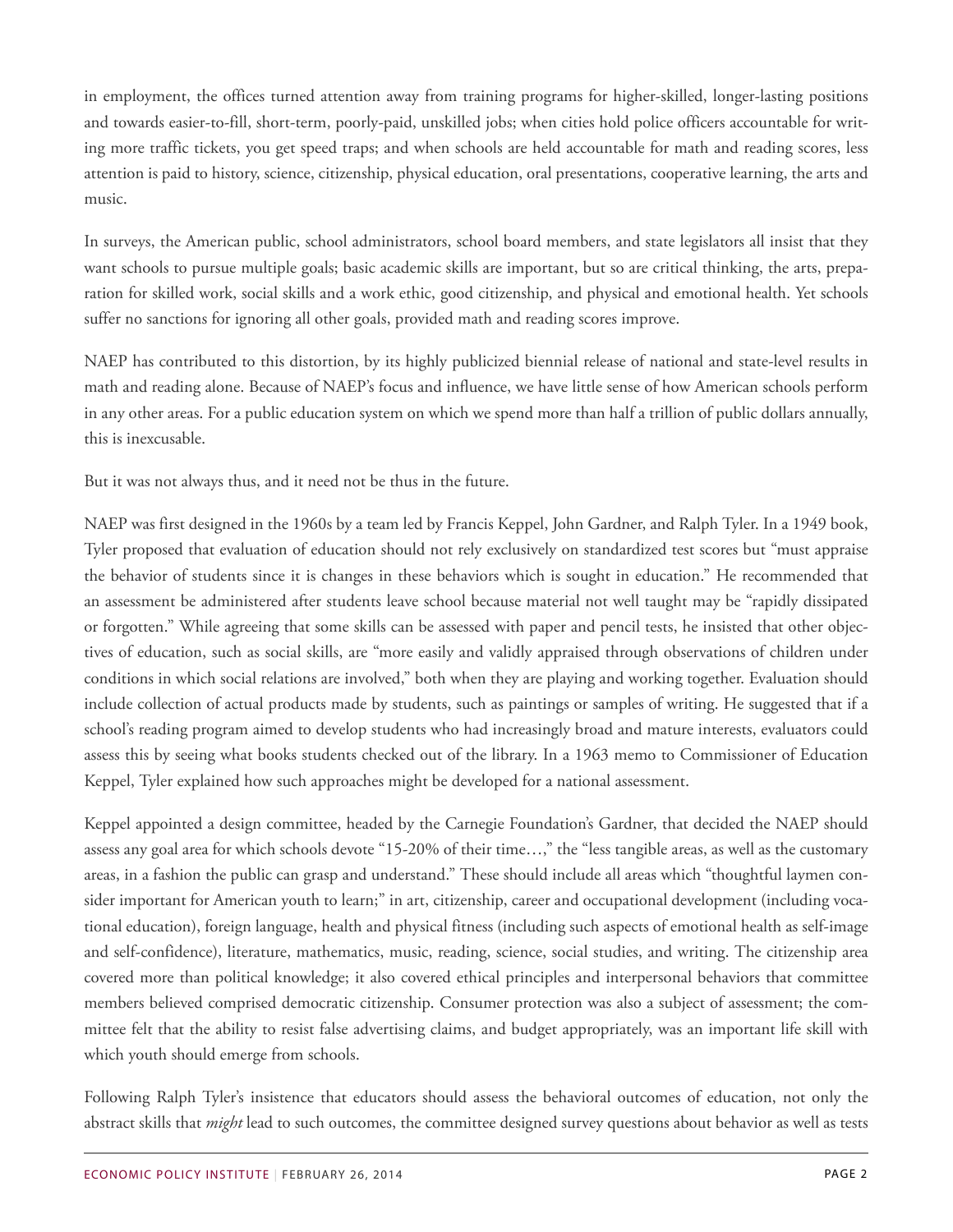in employment, the offices turned attention away from training programs for higher-skilled, longer-lasting positions and towards easier-to-fill, short-term, poorly-paid, unskilled jobs; when cities hold police officers accountable for writing more traffic tickets, you get speed traps; and when schools are held accountable for math and reading scores, less attention is paid to history, science, citizenship, physical education, oral presentations, cooperative learning, the arts and music.

In surveys, the American public, school administrators, school board members, and state legislators all insist that they want schools to pursue multiple goals; basic academic skills are important, but so are critical thinking, the arts, preparation for skilled work, social skills and a work ethic, good citizenship, and physical and emotional health. Yet schools suffer no sanctions for ignoring all other goals, provided math and reading scores improve.

NAEP has contributed to this distortion, by its highly publicized biennial release of national and state-level results in math and reading alone. Because of NAEP's focus and influence, we have little sense of how American schools perform in any other areas. For a public education system on which we spend more than half a trillion of public dollars annually, this is inexcusable.

But it was not always thus, and it need not be thus in the future.

NAEP was first designed in the 1960s by a team led by Francis Keppel, John Gardner, and Ralph Tyler. In a 1949 book, Tyler proposed that evaluation of education should not rely exclusively on standardized test scores but "must appraise the behavior of students since it is changes in these behaviors which is sought in education." He recommended that an assessment be administered after students leave school because material not well taught may be "rapidly dissipated or forgotten." While agreeing that some skills can be assessed with paper and pencil tests, he insisted that other objectives of education, such as social skills, are "more easily and validly appraised through observations of children under conditions in which social relations are involved," both when they are playing and working together. Evaluation should include collection of actual products made by students, such as paintings or samples of writing. He suggested that if a school's reading program aimed to develop students who had increasingly broad and mature interests, evaluators could assess this by seeing what books students checked out of the library. In a 1963 memo to Commissioner of Education Keppel, Tyler explained how such approaches might be developed for a national assessment.

Keppel appointed a design committee, headed by the Carnegie Foundation's Gardner, that decided the NAEP should assess any goal area for which schools devote "15-20% of their time…," the "less tangible areas, as well as the customary areas, in a fashion the public can grasp and understand." These should include all areas which "thoughtful laymen consider important for American youth to learn;" in art, citizenship, career and occupational development (including vocational education), foreign language, health and physical fitness (including such aspects of emotional health as self-image and self-confidence), literature, mathematics, music, reading, science, social studies, and writing. The citizenship area covered more than political knowledge; it also covered ethical principles and interpersonal behaviors that committee members believed comprised democratic citizenship. Consumer protection was also a subject of assessment; the committee felt that the ability to resist false advertising claims, and budget appropriately, was an important life skill with which youth should emerge from schools.

Following Ralph Tyler's insistence that educators should assess the behavioral outcomes of education, not only the abstract skills that *might* lead to such outcomes, the committee designed survey questions about behavior as well as tests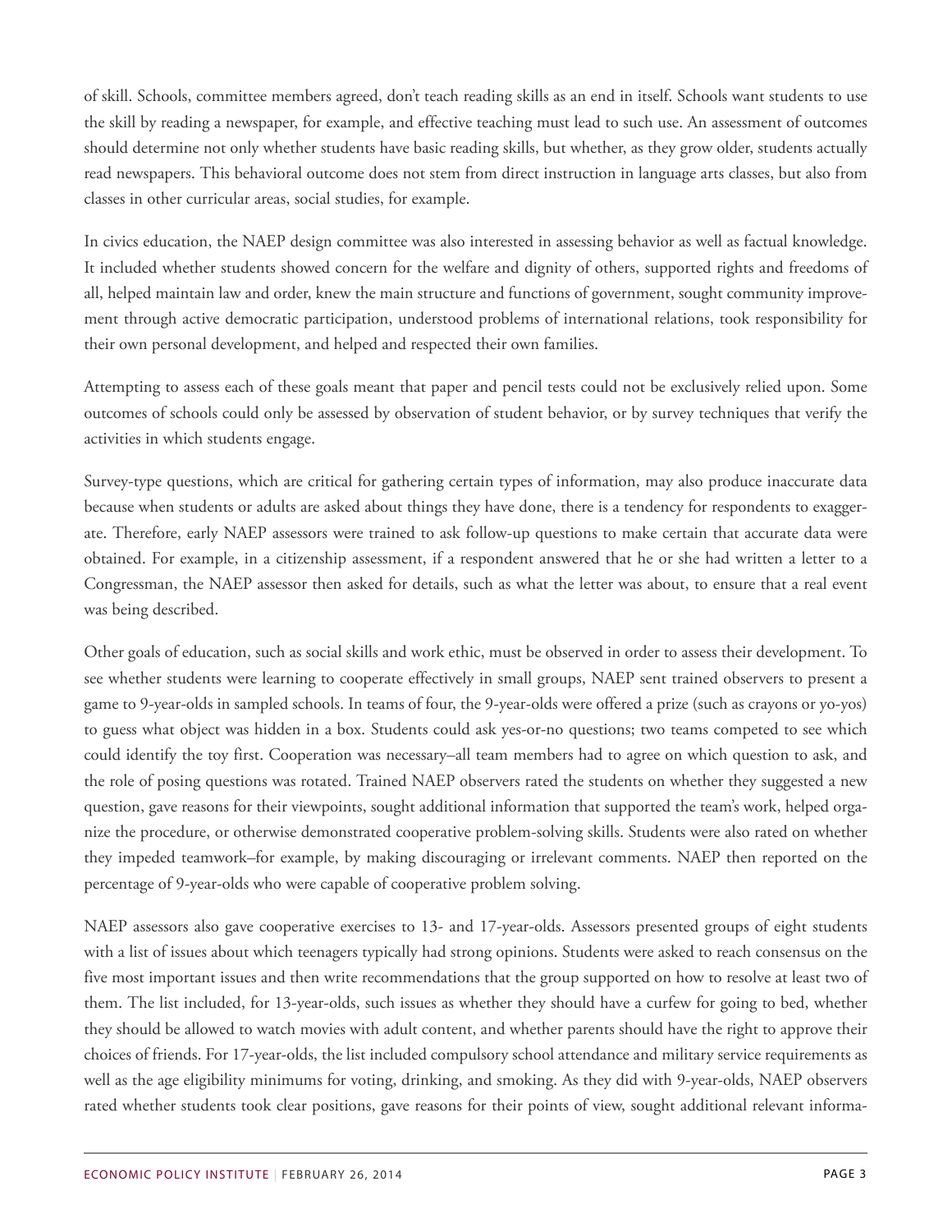of skill. Schools, committee members agreed, don't teach reading skills as an end in itself. Schools want students to use the skill by reading a newspaper, for example, and effective teaching must lead to such use. An assessment of outcomes should determine not only whether students have basic reading skills, but whether, as they grow older, students actually read newspapers. This behavioral outcome does not stem from direct instruction in language arts classes, but also from classes in other curricular areas, social studies, for example.

In civics education, the NAEP design committee was also interested in assessing behavior as well as factual knowledge. It included whether students showed concern for the welfare and dignity of others, supported rights and freedoms of all, helped maintain law and order, knew the main structure and functions of government, sought community improvement through active democratic participation, understood problems of international relations, took responsibility for their own personal development, and helped and respected their own families.

Attempting to assess each of these goals meant that paper and pencil tests could not be exclusively relied upon. Some outcomes of schools could only be assessed by observation of student behavior, or by survey techniques that verify the activities in which students engage.

Survey-type questions, which are critical for gathering certain types of information, may also produce inaccurate data because when students or adults are asked about things they have done, there is a tendency for respondents to exaggerate. Therefore, early NAEP assessors were trained to ask follow-up questions to make certain that accurate data were obtained. For example, in a citizenship assessment, if a respondent answered that he or she had written a letter to a Congressman, the NAEP assessor then asked for details, such as what the letter was about, to ensure that a real event was being described.

Other goals of education, such as social skills and work ethic, must be observed in order to assess their development. To see whether students were learning to cooperate effectively in small groups, NAEP sent trained observers to present a game to 9-year-olds in sampled schools. In teams of four, the 9-year-olds were offered a prize (such as crayons or yo-yos) to guess what object was hidden in a box. Students could ask yes-or-no questions; two teams competed to see which could identify the toy first. Cooperation was necessary–all team members had to agree on which question to ask, and the role of posing questions was rotated. Trained NAEP observers rated the students on whether they suggested a new question, gave reasons for their viewpoints, sought additional information that supported the team's work, helped organize the procedure, or otherwise demonstrated cooperative problem-solving skills. Students were also rated on whether they impeded teamwork–for example, by making discouraging or irrelevant comments. NAEP then reported on the percentage of 9-year-olds who were capable of cooperative problem solving.

NAEP assessors also gave cooperative exercises to 13- and 17-year-olds. Assessors presented groups of eight students with a list of issues about which teenagers typically had strong opinions. Students were asked to reach consensus on the five most important issues and then write recommendations that the group supported on how to resolve at least two of them. The list included, for 13-year-olds, such issues as whether they should have a curfew for going to bed, whether they should be allowed to watch movies with adult content, and whether parents should have the right to approve their choices of friends. For 17-year-olds, the list included compulsory school attendance and military service requirements as well as the age eligibility minimums for voting, drinking, and smoking. As they did with 9-year-olds, NAEP observers rated whether students took clear positions, gave reasons for their points of view, sought additional relevant informa-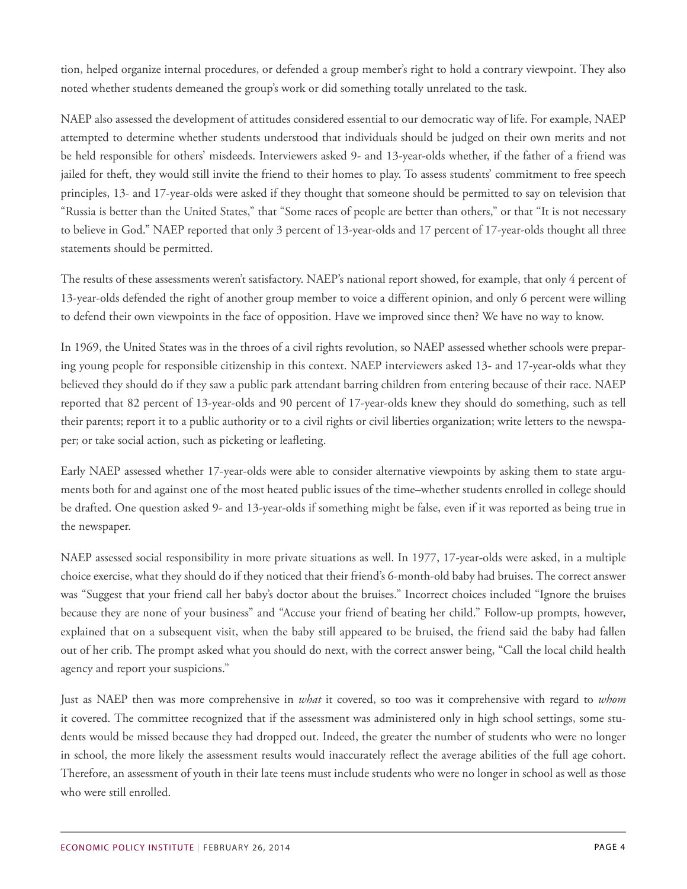tion, helped organize internal procedures, or defended a group member's right to hold a contrary viewpoint. They also noted whether students demeaned the group's work or did something totally unrelated to the task.

NAEP also assessed the development of attitudes considered essential to our democratic way of life. For example, NAEP attempted to determine whether students understood that individuals should be judged on their own merits and not be held responsible for others' misdeeds. Interviewers asked 9- and 13-year-olds whether, if the father of a friend was jailed for theft, they would still invite the friend to their homes to play. To assess students' commitment to free speech principles, 13- and 17-year-olds were asked if they thought that someone should be permitted to say on television that "Russia is better than the United States," that "Some races of people are better than others," or that "It is not necessary to believe in God." NAEP reported that only 3 percent of 13-year-olds and 17 percent of 17-year-olds thought all three statements should be permitted.

The results of these assessments weren't satisfactory. NAEP's national report showed, for example, that only 4 percent of 13-year-olds defended the right of another group member to voice a different opinion, and only 6 percent were willing to defend their own viewpoints in the face of opposition. Have we improved since then? We have no way to know.

In 1969, the United States was in the throes of a civil rights revolution, so NAEP assessed whether schools were preparing young people for responsible citizenship in this context. NAEP interviewers asked 13- and 17-year-olds what they believed they should do if they saw a public park attendant barring children from entering because of their race. NAEP reported that 82 percent of 13-year-olds and 90 percent of 17-year-olds knew they should do something, such as tell their parents; report it to a public authority or to a civil rights or civil liberties organization; write letters to the newspaper; or take social action, such as picketing or leafleting.

Early NAEP assessed whether 17-year-olds were able to consider alternative viewpoints by asking them to state arguments both for and against one of the most heated public issues of the time–whether students enrolled in college should be drafted. One question asked 9- and 13-year-olds if something might be false, even if it was reported as being true in the newspaper.

NAEP assessed social responsibility in more private situations as well. In 1977, 17-year-olds were asked, in a multiple choice exercise, what they should do if they noticed that their friend's 6-month-old baby had bruises. The correct answer was "Suggest that your friend call her baby's doctor about the bruises." Incorrect choices included "Ignore the bruises because they are none of your business" and "Accuse your friend of beating her child." Follow-up prompts, however, explained that on a subsequent visit, when the baby still appeared to be bruised, the friend said the baby had fallen out of her crib. The prompt asked what you should do next, with the correct answer being, "Call the local child health agency and report your suspicions."

Just as NAEP then was more comprehensive in *what* it covered, so too was it comprehensive with regard to *whom* it covered. The committee recognized that if the assessment was administered only in high school settings, some students would be missed because they had dropped out. Indeed, the greater the number of students who were no longer in school, the more likely the assessment results would inaccurately reflect the average abilities of the full age cohort. Therefore, an assessment of youth in their late teens must include students who were no longer in school as well as those who were still enrolled.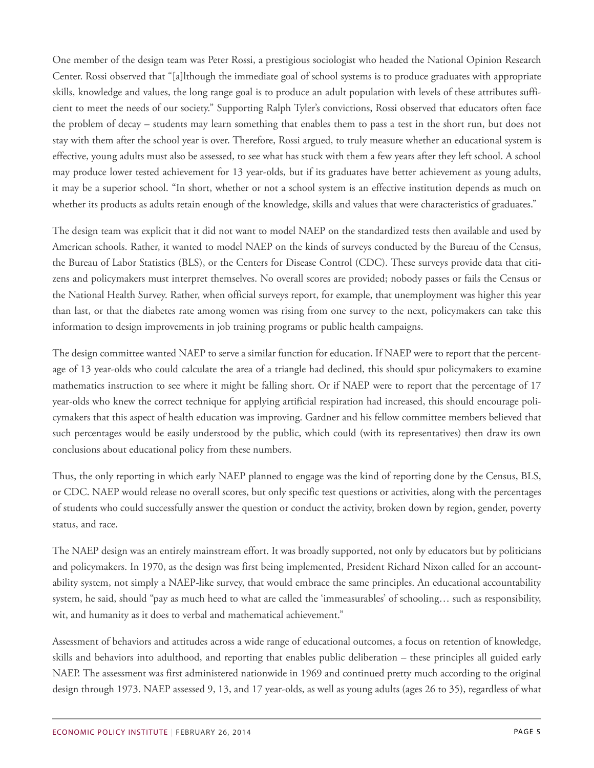One member of the design team was Peter Rossi, a prestigious sociologist who headed the National Opinion Research Center. Rossi observed that "[a]lthough the immediate goal of school systems is to produce graduates with appropriate skills, knowledge and values, the long range goal is to produce an adult population with levels of these attributes sufficient to meet the needs of our society." Supporting Ralph Tyler's convictions, Rossi observed that educators often face the problem of decay – students may learn something that enables them to pass a test in the short run, but does not stay with them after the school year is over. Therefore, Rossi argued, to truly measure whether an educational system is effective, young adults must also be assessed, to see what has stuck with them a few years after they left school. A school may produce lower tested achievement for 13 year-olds, but if its graduates have better achievement as young adults, it may be a superior school. "In short, whether or not a school system is an effective institution depends as much on whether its products as adults retain enough of the knowledge, skills and values that were characteristics of graduates."

The design team was explicit that it did not want to model NAEP on the standardized tests then available and used by American schools. Rather, it wanted to model NAEP on the kinds of surveys conducted by the Bureau of the Census, the Bureau of Labor Statistics (BLS), or the Centers for Disease Control (CDC). These surveys provide data that citizens and policymakers must interpret themselves. No overall scores are provided; nobody passes or fails the Census or the National Health Survey. Rather, when official surveys report, for example, that unemployment was higher this year than last, or that the diabetes rate among women was rising from one survey to the next, policymakers can take this information to design improvements in job training programs or public health campaigns.

The design committee wanted NAEP to serve a similar function for education. If NAEP were to report that the percentage of 13 year-olds who could calculate the area of a triangle had declined, this should spur policymakers to examine mathematics instruction to see where it might be falling short. Or if NAEP were to report that the percentage of 17 year-olds who knew the correct technique for applying artificial respiration had increased, this should encourage policymakers that this aspect of health education was improving. Gardner and his fellow committee members believed that such percentages would be easily understood by the public, which could (with its representatives) then draw its own conclusions about educational policy from these numbers.

Thus, the only reporting in which early NAEP planned to engage was the kind of reporting done by the Census, BLS, or CDC. NAEP would release no overall scores, but only specific test questions or activities, along with the percentages of students who could successfully answer the question or conduct the activity, broken down by region, gender, poverty status, and race.

The NAEP design was an entirely mainstream effort. It was broadly supported, not only by educators but by politicians and policymakers. In 1970, as the design was first being implemented, President Richard Nixon called for an accountability system, not simply a NAEP-like survey, that would embrace the same principles. An educational accountability system, he said, should "pay as much heed to what are called the 'immeasurables' of schooling… such as responsibility, wit, and humanity as it does to verbal and mathematical achievement."

Assessment of behaviors and attitudes across a wide range of educational outcomes, a focus on retention of knowledge, skills and behaviors into adulthood, and reporting that enables public deliberation – these principles all guided early NAEP. The assessment was first administered nationwide in 1969 and continued pretty much according to the original design through 1973. NAEP assessed 9, 13, and 17 year-olds, as well as young adults (ages 26 to 35), regardless of what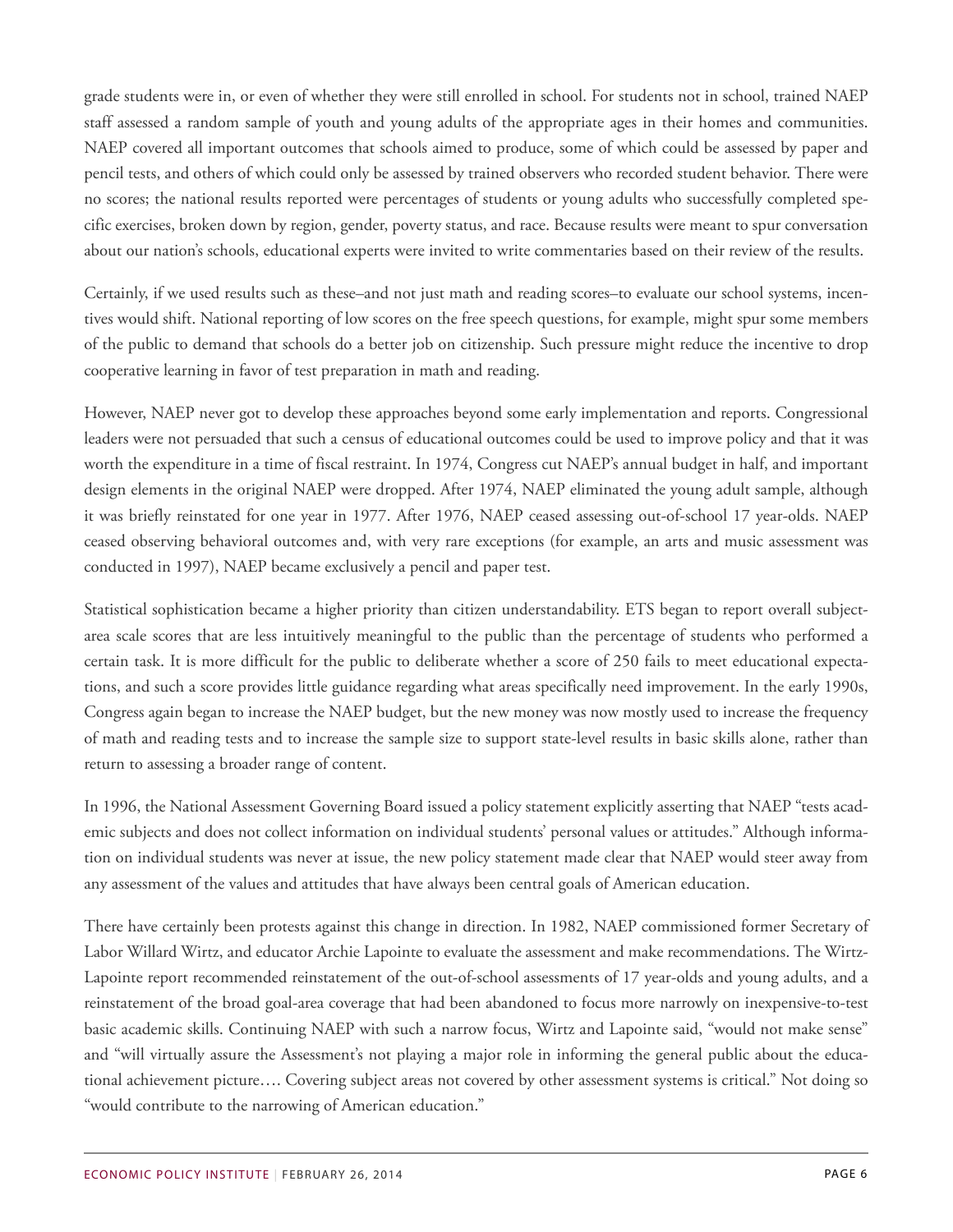grade students were in, or even of whether they were still enrolled in school. For students not in school, trained NAEP staff assessed a random sample of youth and young adults of the appropriate ages in their homes and communities. NAEP covered all important outcomes that schools aimed to produce, some of which could be assessed by paper and pencil tests, and others of which could only be assessed by trained observers who recorded student behavior. There were no scores; the national results reported were percentages of students or young adults who successfully completed specific exercises, broken down by region, gender, poverty status, and race. Because results were meant to spur conversation about our nation's schools, educational experts were invited to write commentaries based on their review of the results.

Certainly, if we used results such as these–and not just math and reading scores–to evaluate our school systems, incentives would shift. National reporting of low scores on the free speech questions, for example, might spur some members of the public to demand that schools do a better job on citizenship. Such pressure might reduce the incentive to drop cooperative learning in favor of test preparation in math and reading.

However, NAEP never got to develop these approaches beyond some early implementation and reports. Congressional leaders were not persuaded that such a census of educational outcomes could be used to improve policy and that it was worth the expenditure in a time of fiscal restraint. In 1974, Congress cut NAEP's annual budget in half, and important design elements in the original NAEP were dropped. After 1974, NAEP eliminated the young adult sample, although it was briefly reinstated for one year in 1977. After 1976, NAEP ceased assessing out-of-school 17 year-olds. NAEP ceased observing behavioral outcomes and, with very rare exceptions (for example, an arts and music assessment was conducted in 1997), NAEP became exclusively a pencil and paper test.

Statistical sophistication became a higher priority than citizen understandability. ETS began to report overall subject-area scale scores that are less intuitively meaningful to the public than the percentage of students who performed a certain task. It is more difficult for the public to deliberate whether a score of 250 fails to meet educational expectations, and such a score provides little guidance regarding what areas specifically need improvement. In the early 1990s, Congress again began to increase the NAEP budget, but the new money was now mostly used to increase the frequency of math and reading tests and to increase the sample size to support state-level results in basic skills alone, rather than return to assessing a broader range of content.

In 1996, the National Assessment Governing Board issued a policy statement explicitly asserting that NAEP "tests academic subjects and does not collect information on individual students' personal values or attitudes." Although information on individual students was never at issue, the new policy statement made clear that NAEP would steer away from any assessment of the values and attitudes that have always been central goals of American education.

There have certainly been protests against this change in direction. In 1982, NAEP commissioned former Secretary of Labor Willard Wirtz, and educator Archie Lapointe to evaluate the assessment and make recommendations. The Wirtz-Lapointe report recommended reinstatement of the out-of-school assessments of 17 year-olds and young adults, and a reinstatement of the broad goal-area coverage that had been abandoned to focus more narrowly on inexpensive-to-test basic academic skills. Continuing NAEP with such a narrow focus, Wirtz and Lapointe said, "would not make sense" and "will virtually assure the Assessment's not playing a major role in informing the general public about the educational achievement picture…. Covering subject areas not covered by other assessment systems is critical." Not doing so "would contribute to the narrowing of American education."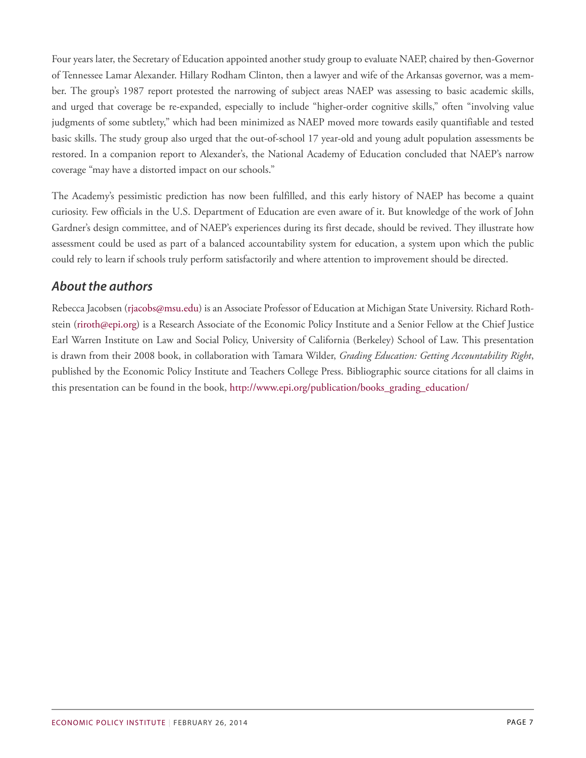Four years later, the Secretary of Education appointed another study group to evaluate NAEP, chaired by then-Governor of Tennessee Lamar Alexander. Hillary Rodham Clinton, then a lawyer and wife of the Arkansas governor, was a member. The group's 1987 report protested the narrowing of subject areas NAEP was assessing to basic academic skills, and urged that coverage be re-expanded, especially to include "higher-order cognitive skills," often "involving value judgments of some subtlety," which had been minimized as NAEP moved more towards easily quantifiable and tested basic skills. The study group also urged that the out-of-school 17 year-old and young adult population assessments be restored. In a companion report to Alexander's, the National Academy of Education concluded that NAEP's narrow coverage "may have a distorted impact on our schools."

The Academy's pessimistic prediction has now been fulfilled, and this early history of NAEP has become a quaint curiosity. Few officials in the U.S. Department of Education are even aware of it. But knowledge of the work of John Gardner's design committee, and of NAEP's experiences during its first decade, should be revived. They illustrate how assessment could be used as part of a balanced accountability system for education, a system upon which the public could rely to learn if schools truly perform satisfactorily and where attention to improvement should be directed.

## *About the authors*

Rebecca Jacobsen (rjacobs@msu.edu) is an Associate Professor of Education at Michigan State University. Richard Rothstein (riroth@epi.org) is a Research Associate of the Economic Policy Institute and a Senior Fellow at the Chief Justice Earl Warren Institute on Law and Social Policy, University of California (Berkeley) School of Law. This presentation is drawn from their 2008 book, in collaboration with Tamara Wilder, *Grading Education: Getting Accountability Right*, published by the Economic Policy Institute and Teachers College Press. Bibliographic source citations for all claims in this presentation can be found in the book, http://www.epi.org/publication/books_grading_education/